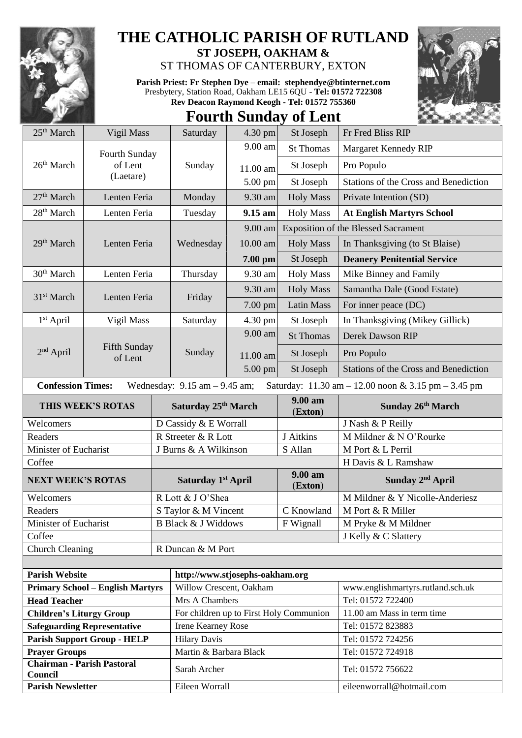# THE CATHOLIC PARISH OF RUTLAND

**ST JOSEPH, OAKHAM &**

ST THOMAS OF CANTERBURY, EXTON

**Parish Priest: Fr Stephen Dye** – **email: stephendye@btinternet.com**
Presbytery, Station Road, Oakham LE15 6QU - **Tel: 01572 722308**
**Rev Deacon Raymond Keogh - Tel: 01572 755360**

## Fourth Sunday of Lent

| Date | Occasion | Day | Time | Place | Intention |
|---|---|---|---|---|---|
| 25th March | Vigil Mass | Saturday | 4.30 pm | St Joseph | Fr Fred Bliss RIP |
| 26th March | Fourth Sunday of Lent (Laetare) | Sunday | 9.00 am | St Thomas | Margaret Kennedy RIP |
| | | | 11.00 am | St Joseph | Pro Populo |
| | | | 5.00 pm | St Joseph | Stations of the Cross and Benediction |
| 27th March | Lenten Feria | Monday | 9.30 am | Holy Mass | Private Intention (SD) |
| 28th March | Lenten Feria | Tuesday | **9.15 am** | Holy Mass | **At English Martyrs School** |
| 29th March | Lenten Feria | Wednesday | 9.00 am | Exposition of the Blessed Sacrament | |
| | | | 10.00 am | Holy Mass | In Thanksgiving (to St Blaise) |
| | | | **7.00 pm** | St Joseph | **Deanery Penitential Service** |
| 30th March | Lenten Feria | Thursday | 9.30 am | Holy Mass | Mike Binney and Family |
| 31st March | Lenten Feria | Friday | 9.30 am | Holy Mass | Samantha Dale (Good Estate) |
| | | | 7.00 pm | Latin Mass | For inner peace (DC) |
| 1st April | Vigil Mass | Saturday | 4.30 pm | St Joseph | In Thanksgiving (Mikey Gillick) |
| 2nd April | Fifth Sunday of Lent | Sunday | 9.00 am | St Thomas | Derek Dawson RIP |
| | | | 11.00 am | St Joseph | Pro Populo |
| | | | 5.00 pm | St Joseph | Stations of the Cross and Benediction |

**Confession Times:** Wednesday: 9.15 am – 9.45 am; Saturday: 11.30 am – 12.00 noon & 3.15 pm – 3.45 pm

| THIS WEEK'S ROTAS | Saturday 25th March | 9.00 am (Exton) | Sunday 26th March |
|---|---|---|---|
| Welcomers | D Cassidy & E Worrall | | J Nash & P Reilly |
| Readers | R Streeter & R Lott | J Aitkins | M Mildner & N O'Rourke |
| Minister of Eucharist | J Burns & A Wilkinson | S Allan | M Port & L Perril |
| Coffee | | | H Davis & L Ramshaw |
| **NEXT WEEK'S ROTAS** | **Saturday 1st April** | **9.00 am (Exton)** | **Sunday 2nd April** |
| Welcomers | R Lott & J O'Shea | | M Mildner & Y Nicolle-Anderiesz |
| Readers | S Taylor & M Vincent | C Knowland | M Port & R Miller |
| Minister of Eucharist | B Black & J Widdows | F Wignall | M Pryke & M Mildner |
| Coffee | | | J Kelly & C Slattery |
| Church Cleaning | R Duncan & M Port | | |

| | | |
|---|---|---|
| **Parish Website** | http://www.stjosephs-oakham.org | |
| **Primary School – English Martyrs** | Willow Crescent, Oakham | www.englishmartyrs.rutland.sch.uk |
| **Head Teacher** | Mrs A Chambers | Tel: 01572 722400 |
| **Children's Liturgy Group** | For children up to First Holy Communion | 11.00 am Mass in term time |
| **Safeguarding Representative** | Irene Kearney Rose | Tel: 01572 823883 |
| **Parish Support Group - HELP** | Hilary Davis | Tel: 01572 724256 |
| **Prayer Groups** | Martin & Barbara Black | Tel: 01572 724918 |
| **Chairman - Parish Pastoral Council** | Sarah Archer | Tel: 01572 756622 |
| **Parish Newsletter** | Eileen Worrall | eileenworrall@hotmail.com |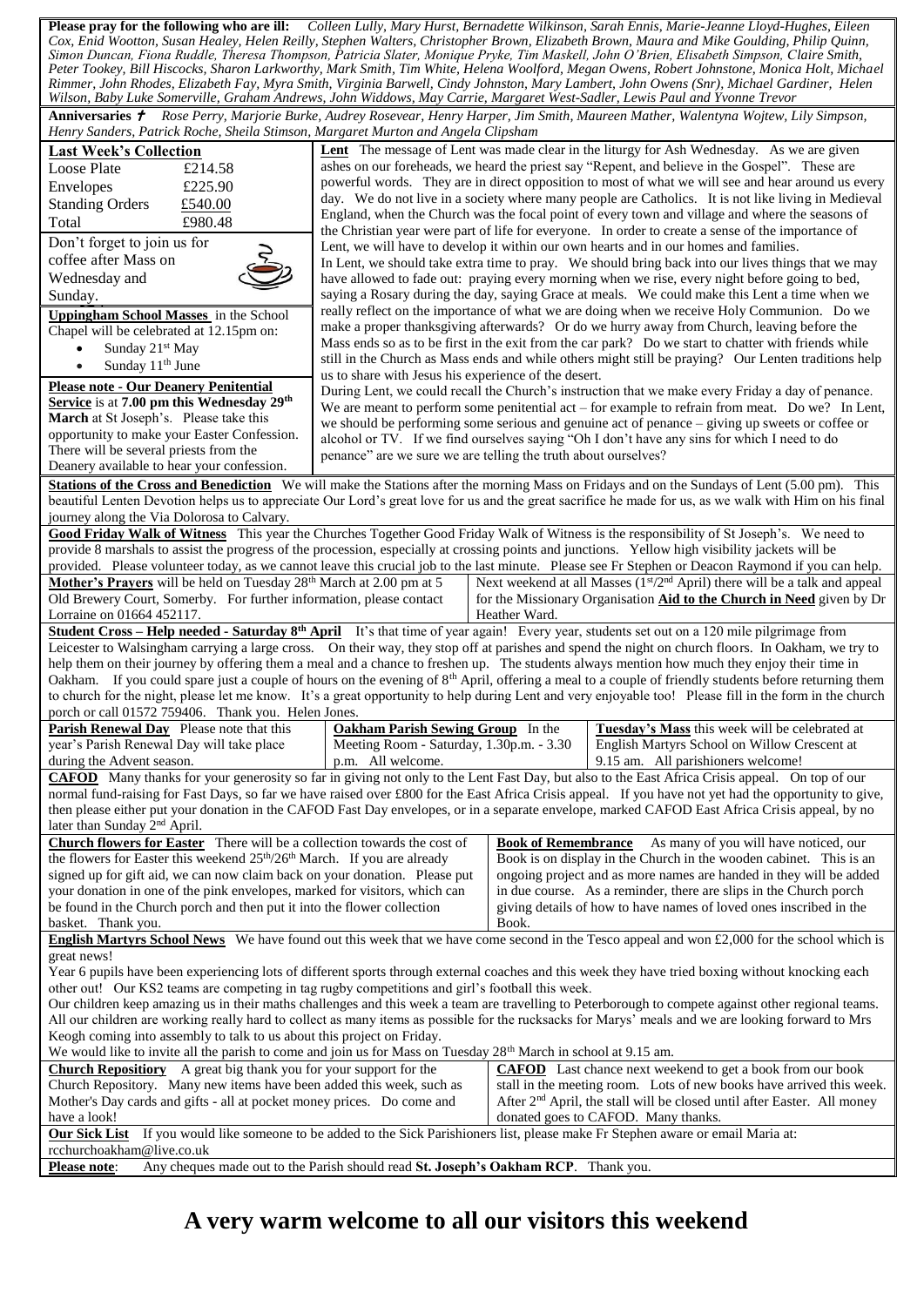**Please pray for the following who are ill:** *Colleen Lully, Mary Hurst, Bernadette Wilkinson, Sarah Ennis, Marie-Jeanne Lloyd-Hughes, Eileen Cox, Enid Wootton, Susan Healey, Helen Reilly, Stephen Walters, Christopher Brown, Elizabeth Brown, Maura and Mike Goulding, Philip Quinn, Simon Duncan, Fiona Ruddle, Theresa Thompson, Patricia Slater, Monique Pryke, Tim Maskell, John O'Brien, Elisabeth Simpson, Claire Smith, Peter Tookey, Bill Hiscocks, Sharon Larkworthy, Mark Smith, Tim White, Helena Woolford, Megan Owens, Robert Johnstone, Monica Holt, Michael Rimmer, John Rhodes, Elizabeth Fay, Myra Smith, Virginia Barwell, Cindy Johnston, Mary Lambert, John Owens (Snr), Michael Gardiner, Helen Wilson, Baby Luke Somerville, Graham Andrews, John Widdows, May Carrie, Margaret West-Sadler, Lewis Paul and Yvonne Trevor*

**Anniversaries** ✝ *Rose Perry, Marjorie Burke, Audrey Rosevear, Henry Harper, Jim Smith, Maureen Mather, Walentyna Wojtew, Lily Simpson, Henry Sanders, Patrick Roche, Sheila Stimson, Margaret Murton and Angela Clipsham*

**Last Week's Collection**

| | |
|---|---|
| Loose Plate | £214.58 |
| Envelopes | £225.90 |
| Standing Orders | £540.00 |
| Total | £980.48 |

Don't forget to join us for coffee after Mass on Wednesday and Sunday.

**Uppingham School Masses** in the School Chapel will be celebrated at 12.15pm on:

- Sunday 21st May
- Sunday 11th June

**Please note - Our Deanery Penitential Service** is at **7.00 pm this Wednesday 29th March** at St Joseph's. Please take this opportunity to make your Easter Confession. There will be several priests from the Deanery available to hear your confession.

**Lent** The message of Lent was made clear in the liturgy for Ash Wednesday. As we are given ashes on our foreheads, we heard the priest say "Repent, and believe in the Gospel". These are powerful words. They are in direct opposition to most of what we will see and hear around us every day. We do not live in a society where many people are Catholics. It is not like living in Medieval England, when the Church was the focal point of every town and village and where the seasons of the Christian year were part of life for everyone. In order to create a sense of the importance of Lent, we will have to develop it within our own hearts and in our homes and families.
In Lent, we should take extra time to pray. We should bring back into our lives things that we may have allowed to fade out: praying every morning when we rise, every night before going to bed, saying a Rosary during the day, saying Grace at meals. We could make this Lent a time when we really reflect on the importance of what we are doing when we receive Holy Communion. Do we make a proper thanksgiving afterwards? Or do we hurry away from Church, leaving before the Mass ends so as to be first in the exit from the car park? Do we start to chatter with friends while still in the Church as Mass ends and while others might still be praying? Our Lenten traditions help us to share with Jesus his experience of the desert.
During Lent, we could recall the Church's instruction that we make every Friday a day of penance. We are meant to perform some penitential act – for example to refrain from meat. Do we? In Lent, we should be performing some serious and genuine act of penance – giving up sweets or coffee or alcohol or TV. If we find ourselves saying "Oh I don't have any sins for which I need to do penance" are we sure we are telling the truth about ourselves?

**Stations of the Cross and Benediction** We will make the Stations after the morning Mass on Fridays and on the Sundays of Lent (5.00 pm). This beautiful Lenten Devotion helps us to appreciate Our Lord's great love for us and the great sacrifice he made for us, as we walk with Him on his final journey along the Via Dolorosa to Calvary.

**Good Friday Walk of Witness** This year the Churches Together Good Friday Walk of Witness is the responsibility of St Joseph's. We need to provide 8 marshals to assist the progress of the procession, especially at crossing points and junctions. Yellow high visibility jackets will be provided. Please volunteer today, as we cannot leave this crucial job to the last minute. Please see Fr Stephen or Deacon Raymond if you can help.

**Mother's Prayers** will be held on Tuesday 28th March at 2.00 pm at 5 Old Brewery Court, Somerby. For further information, please contact Lorraine on 01664 452117.

Next weekend at all Masses (1st/2nd April) there will be a talk and appeal for the Missionary Organisation **Aid to the Church in Need** given by Dr Heather Ward.

**Student Cross – Help needed - Saturday 8th April** It's that time of year again! Every year, students set out on a 120 mile pilgrimage from Leicester to Walsingham carrying a large cross. On their way, they stop off at parishes and spend the night on church floors. In Oakham, we try to help them on their journey by offering them a meal and a chance to freshen up. The students always mention how much they enjoy their time in Oakham. If you could spare just a couple of hours on the evening of 8th April, offering a meal to a couple of friendly students before returning them to church for the night, please let me know. It's a great opportunity to help during Lent and very enjoyable too! Please fill in the form in the church porch or call 01572 759406. Thank you. Helen Jones.

**Parish Renewal Day** Please note that this year's Parish Renewal Day will take place during the Advent season.

**Oakham Parish Sewing Group** In the Meeting Room - Saturday, 1.30p.m. - 3.30 p.m. All welcome.

**Tuesday's Mass** this week will be celebrated at English Martyrs School on Willow Crescent at 9.15 am. All parishioners welcome!

**CAFOD** Many thanks for your generosity so far in giving not only to the Lent Fast Day, but also to the East Africa Crisis appeal. On top of our normal fund-raising for Fast Days, so far we have raised over £800 for the East Africa Crisis appeal. If you have not yet had the opportunity to give, then please either put your donation in the CAFOD Fast Day envelopes, or in a separate envelope, marked CAFOD East Africa Crisis appeal, by no later than Sunday 2nd April.

**Church flowers for Easter** There will be a collection towards the cost of the flowers for Easter this weekend 25th/26th March. If you are already signed up for gift aid, we can now claim back on your donation. Please put your donation in one of the pink envelopes, marked for visitors, which can be found in the Church porch and then put it into the flower collection basket. Thank you.

**Book of Remembrance** As many of you will have noticed, our Book is on display in the Church in the wooden cabinet. This is an ongoing project and as more names are handed in they will be added in due course. As a reminder, there are slips in the Church porch giving details of how to have names of loved ones inscribed in the Book.

**English Martyrs School News** We have found out this week that we have come second in the Tesco appeal and won £2,000 for the school which is great news!
Year 6 pupils have been experiencing lots of different sports through external coaches and this week they have tried boxing without knocking each other out! Our KS2 teams are competing in tag rugby competitions and girl's football this week.
Our children keep amazing us in their maths challenges and this week a team are travelling to Peterborough to compete against other regional teams.
All our children are working really hard to collect as many items as possible for the rucksacks for Marys' meals and we are looking forward to Mrs Keogh coming into assembly to talk to us about this project on Friday.
We would like to invite all the parish to come and join us for Mass on Tuesday 28th March in school at 9.15 am.

**Church Repository** A great big thank you for your support for the Church Repository. Many new items have been added this week, such as Mother's Day cards and gifts - all at pocket money prices. Do come and have a look!

**CAFOD** Last chance next weekend to get a book from our book stall in the meeting room. Lots of new books have arrived this week. After 2nd April, the stall will be closed until after Easter. All money donated goes to CAFOD. Many thanks.

**Our Sick List** If you would like someone to be added to the Sick Parishioners list, please make Fr Stephen aware or email Maria at: rcchurchoakham@live.co.uk

**Please note**: Any cheques made out to the Parish should read **St. Joseph's Oakham RCP**. Thank you.

# A very warm welcome to all our visitors this weekend